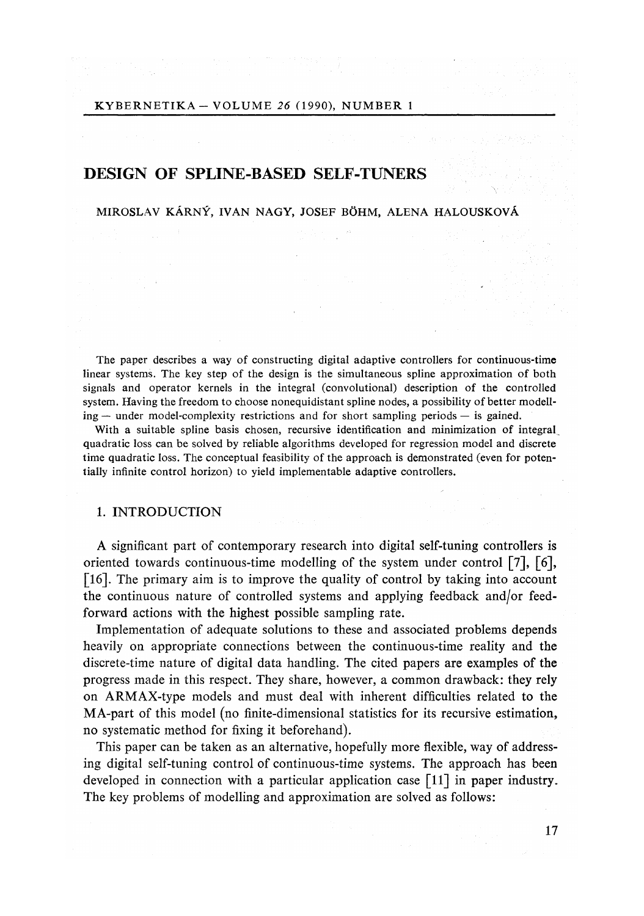# DESIGN OF SPLINE-BASED SELF-TUNERS

MIROSLAV KÁRNÝ, IVAN NAGY, JOSEF BÖHM, ALENA HALOUSKOVÁ

The paper describes a way of constructing digital adaptive controllers for continuous-time linear systems. The key step of the design is the simultaneous spline approximation of both signals and operator kernels in the integral (convolutional) description of the controlled system. Having the freedom to choose nonequidistant spline nodes, a possibility of better modelling — under model-complexity restrictions and for short sampling periods — is gained.

With a suitable spline basis chosen, recursive identification and minimization of integral quadratic loss can be solved by reliable algorithms developed for regression model and discrete time quadratic loss. The conceptual feasibility of the approach is demonstrated (even for potentially infinite control horizon) to yield implementable adaptive controllers.

## 1. INTRODUCTION

A significant part of contemporary research into digital self-tuning controllers is oriented towards continuous-time modelling of the system under control [7], [6], [16]. The primary aim is to improve the quality of control by taking into account the continuous nature of controlled systems and applying feedback and/or feed-forward actions with the highest possible sampling rate.

Implementation of adequate solutions to these and associated problems depends heavily on appropriate connections between the continuous-time reality and the discrete-time nature of digital data handling. The cited papers are examples of the progress made in this respect. They share, however, a common drawback: they rely on ARMAX-type models and must deal with inherent difficulties related to the MA-part of this model (no finite-dimensional statistics for its recursive estimation, no systematic method for fixing it beforehand).

This paper can be taken as an alternative, hopefully more flexible, way of addressing digital self-tuning control of continuous-time systems. The approach has been developed in connection with a particular application case [11] in paper industry. The key problems of modelling and approximation are solved as follows: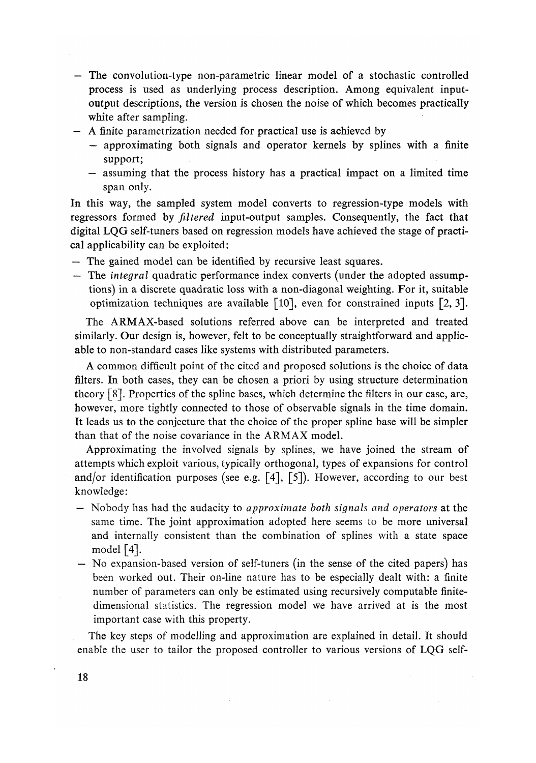- The convolution-type non-parametric linear model of a stochastic controlled process is used as underlying process description. Among equivalent input-output descriptions, the version is chosen the noise of which becomes practically white after sampling.
- A finite parametrization needed for practical use is achieved by
  - approximating both signals and operator kernels by splines with a finite support;
  - assuming that the process history has a practical impact on a limited time span only.

In this way, the sampled system model converts to regression-type models with regressors formed by *filtered* input-output samples. Consequently, the fact that digital LQG self-tuners based on regression models have achieved the stage of practical applicability can be exploited:

- The gained model can be identified by recursive least squares.
- The *integral* quadratic performance index converts (under the adopted assumptions) in a discrete quadratic loss with a non-diagonal weighting. For it, suitable optimization techniques are available [10], even for constrained inputs [2, 3].

The ARMAX-based solutions referred above can be interpreted and treated similarly. Our design is, however, felt to be conceptually straightforward and applicable to non-standard cases like systems with distributed parameters.

A common difficult point of the cited and proposed solutions is the choice of data filters. In both cases, they can be chosen a priori by using structure determination theory [8]. Properties of the spline bases, which determine the filters in our case, are, however, more tightly connected to those of observable signals in the time domain. It leads us to the conjecture that the choice of the proper spline base will be simpler than that of the noise covariance in the ARMAX model.

Approximating the involved signals by splines, we have joined the stream of attempts which exploit various, typically orthogonal, types of expansions for control and/or identification purposes (see e.g. [4], [5]). However, according to our best knowledge:

- Nobody has had the audacity to *approximate both signals and operators* at the same time. The joint approximation adopted here seems to be more universal and internally consistent than the combination of splines with a state space model [4].
- No expansion-based version of self-tuners (in the sense of the cited papers) has been worked out. Their on-line nature has to be especially dealt with: a finite number of parameters can only be estimated using recursively computable finite-dimensional statistics. The regression model we have arrived at is the most important case with this property.

The key steps of modelling and approximation are explained in detail. It should enable the user to tailor the proposed controller to various versions of LQG self-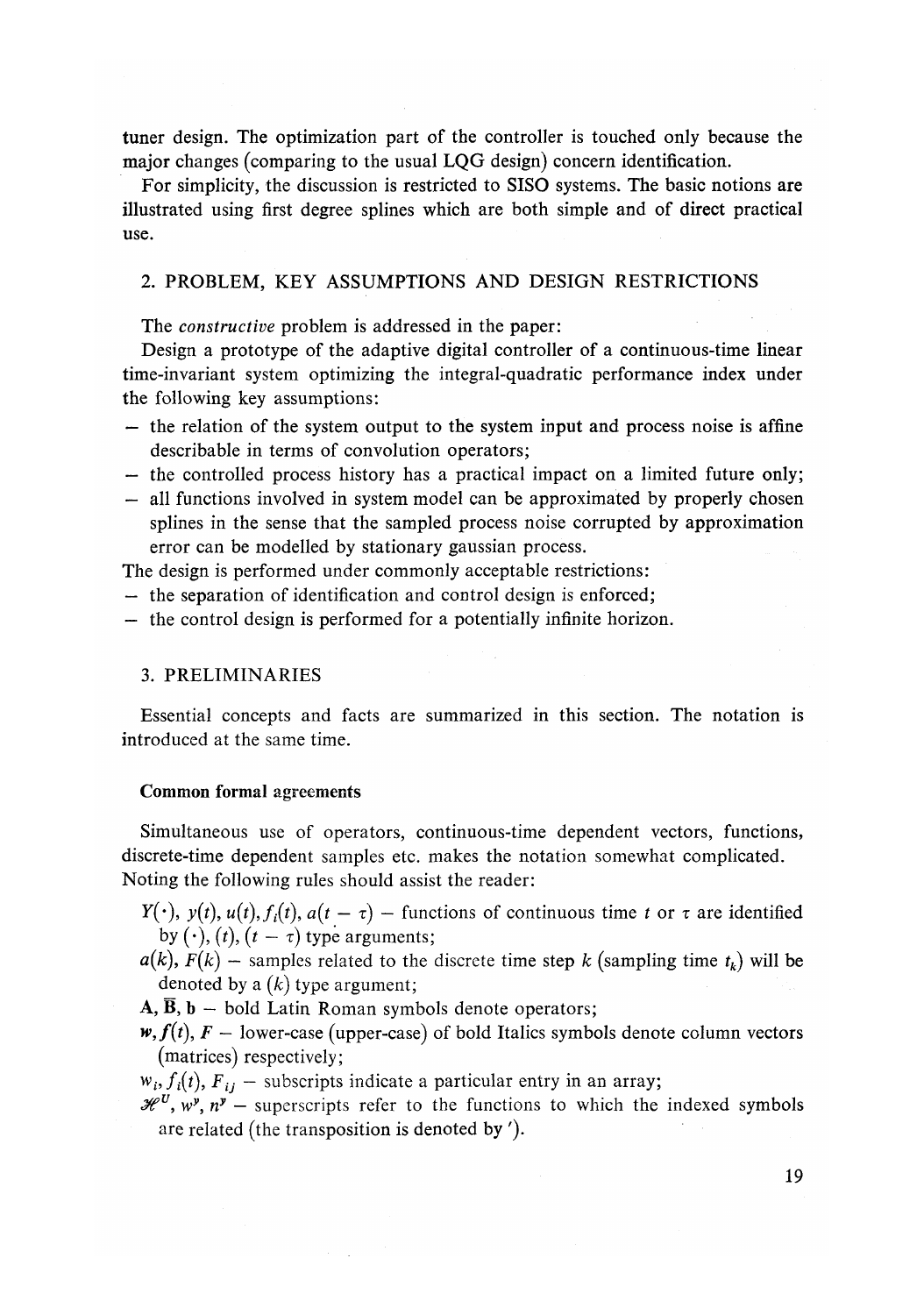tuner design. The optimization part of the controller is touched only because the major changes (comparing to the usual LQG design) concern identification.

For simplicity, the discussion is restricted to SISO systems. The basic notions are illustrated using first degree splines which are both simple and of direct practical use.

## 2. PROBLEM, KEY ASSUMPTIONS AND DESIGN RESTRICTIONS

The *constructive* problem is addressed in the paper:

Design a prototype of the adaptive digital controller of a continuous-time linear time-invariant system optimizing the integral-quadratic performance index under the following key assumptions:

- the relation of the system output to the system input and process noise is affine describable in terms of convolution operators;
- the controlled process history has a practical impact on a limited future only;
- all functions involved in system model can be approximated by properly chosen splines in the sense that the sampled process noise corrupted by approximation error can be modelled by stationary gaussian process.

The design is performed under commonly acceptable restrictions:

- the separation of identification and control design is enforced;
- the control design is performed for a potentially infinite horizon.

## 3. PRELIMINARIES

Essential concepts and facts are summarized in this section. The notation is introduced at the same time.

### Common formal agreements

Simultaneous use of operators, continuous-time dependent vectors, functions, discrete-time dependent samples etc. makes the notation somewhat complicated. Noting the following rules should assist the reader:

- $Y(\cdot)$, $y(t)$, $u(t)$, $f_i(t)$, $a(t - \tau)$ – functions of continuous time $t$ or $\tau$ are identified by $(\cdot)$, $(t)$, $(t - \tau)$ type arguments;
- $a(k)$, $F(k)$ – samples related to the discrete time step $k$ (sampling time $t_k$) will be denoted by a $(k)$ type argument;
- $\mathbf{A}$, $\overline{\mathbf{B}}$, $\mathbf{b}$ – bold Latin Roman symbols denote operators;
- $\boldsymbol{w}$, $\boldsymbol{f}(t)$, $\boldsymbol{F}$ – lower-case (upper-case) of bold Italics symbols denote column vectors (matrices) respectively;
- $w_i$, $f_i(t)$, $F_{ij}$ – subscripts indicate a particular entry in an array;
- $\mathscr{H}^U$, $w^y$, $n^y$ – superscripts refer to the functions to which the indexed symbols are related (the transposition is denoted by $'$).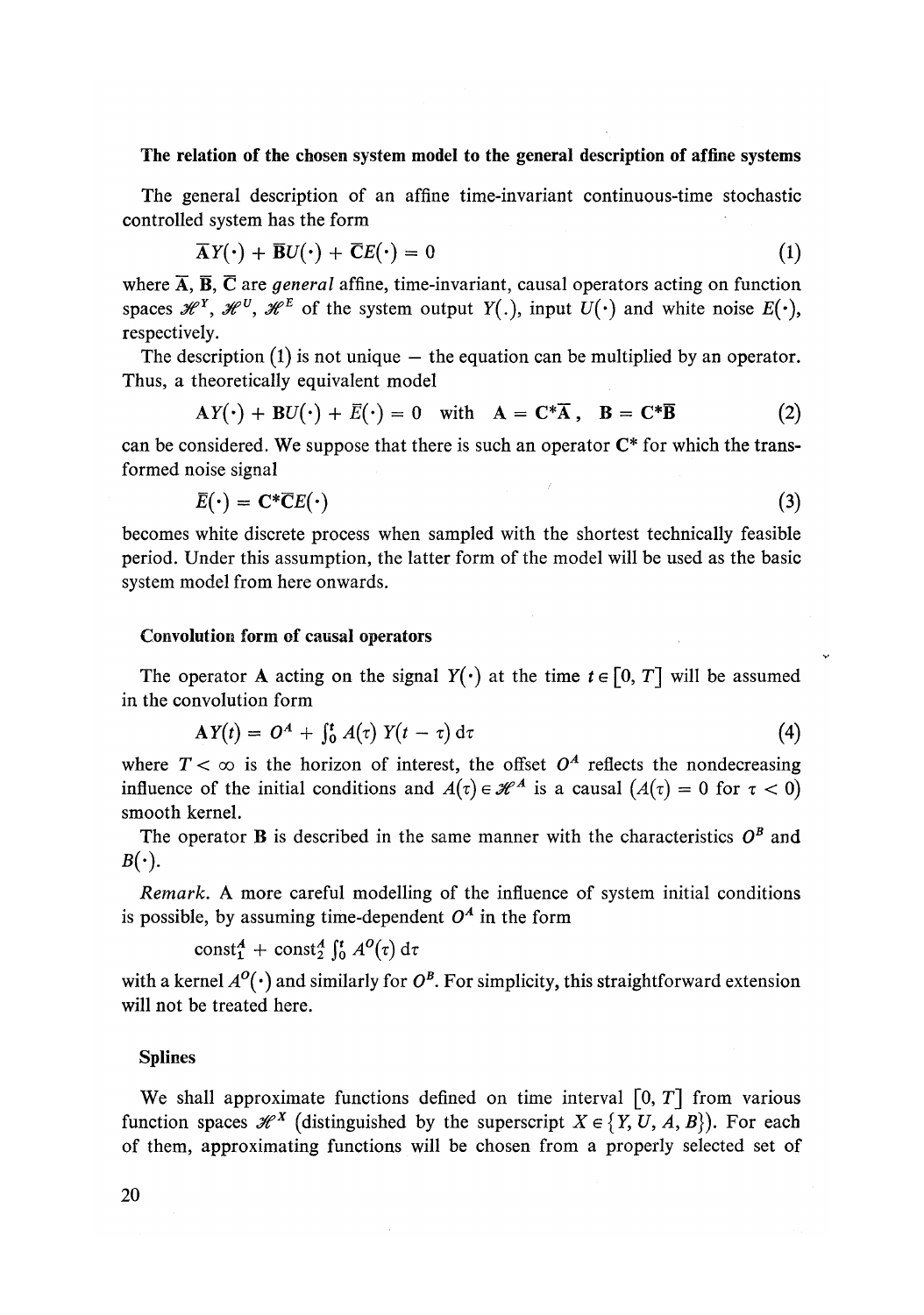### The relation of the chosen system model to the general description of affine systems

The general description of an affine time-invariant continuous-time stochastic controlled system has the form

$$\overline{\mathbf{A}}Y(\cdot) + \overline{\mathbf{B}}U(\cdot) + \overline{\mathbf{C}}E(\cdot) = 0 \tag{1}$$

where $\overline{\mathbf{A}}$, $\overline{\mathbf{B}}$, $\overline{\mathbf{C}}$ are *general* affine, time-invariant, causal operators acting on function spaces $\mathscr{H}^Y$, $\mathscr{H}^U$, $\mathscr{H}^E$ of the system output $Y(.)$, input $U(\cdot)$ and white noise $E(\cdot)$, respectively.

The description (1) is not unique — the equation can be multiplied by an operator. Thus, a theoretically equivalent model

$$\mathbf{A}Y(\cdot) + \mathbf{B}U(\cdot) + \bar{E}(\cdot) = 0 \quad \text{with} \quad \mathbf{A} = \mathbf{C}^*\overline{\mathbf{A}}\,, \quad \mathbf{B} = \mathbf{C}^*\overline{\mathbf{B}} \tag{2}$$

can be considered. We suppose that there is such an operator $\mathbf{C}^*$ for which the transformed noise signal

$$\bar{E}(\cdot) = \mathbf{C}^*\overline{\mathbf{C}}E(\cdot) \tag{3}$$

becomes white discrete process when sampled with the shortest technically feasible period. Under this assumption, the latter form of the model will be used as the basic system model from here onwards.

### Convolution form of causal operators

The operator $\mathbf{A}$ acting on the signal $Y(\cdot)$ at the time $t \in [0, T]$ will be assumed in the convolution form

$$\mathbf{A}Y(t) = O^A + \int_0^t A(\tau)\, Y(t - \tau)\, \mathrm{d}\tau \tag{4}$$

where $T < \infty$ is the horizon of interest, the offset $O^A$ reflects the nondecreasing influence of the initial conditions and $A(\tau) \in \mathscr{H}^A$ is a causal $(A(\tau) = 0$ for $\tau < 0)$ smooth kernel.

The operator $\mathbf{B}$ is described in the same manner with the characteristics $O^B$ and $B(\cdot)$.

*Remark.* A more careful modelling of the influence of system initial conditions is possible, by assuming time-dependent $O^A$ in the form

$$\mathrm{const}_1^A + \mathrm{const}_2^A \int_0^t A^O(\tau)\, \mathrm{d}\tau$$

with a kernel $A^O(\cdot)$ and similarly for $O^B$. For simplicity, this straightforward extension will not be treated here.

### Splines

We shall approximate functions defined on time interval $[0, T]$ from various function spaces $\mathscr{H}^X$ (distinguished by the superscript $X \in \{Y, U, A, B\}$). For each of them, approximating functions will be chosen from a properly selected set of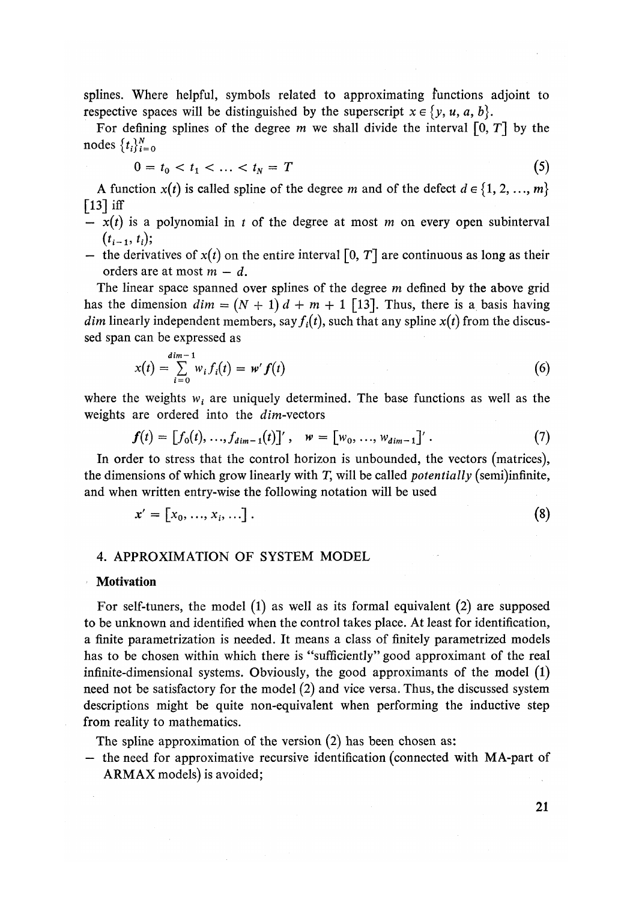splines. Where helpful, symbols related to approximating functions adjoint to respective spaces will be distinguished by the superscript $x \in \{y, u, a, b\}$.

For defining splines of the degree $m$ we shall divide the interval $[0, T]$ by the nodes $\{t_i\}_{i=0}^{N}$

$$0 = t_0 < t_1 < \ldots < t_N = T \tag{5}$$

A function $x(t)$ is called spline of the degree $m$ and of the defect $d \in \{1, 2, \ldots, m\}$ [13] iff

- $x(t)$ is a polynomial in $t$ of the degree at most $m$ on every open subinterval $(t_{i-1}, t_i)$;
- the derivatives of $x(t)$ on the entire interval $[0, T]$ are continuous as long as their orders are at most $m - d$.

The linear space spanned over splines of the degree $m$ defined by the above grid has the dimension $dim = (N + 1)\, d + m + 1$ [13]. Thus, there is a basis having $dim$ linearly independent members, say $f_i(t)$, such that any spline $x(t)$ from the discussed span can be expressed as

$$x(t) = \sum_{i=0}^{dim-1} w_i f_i(t) = w' f(t) \tag{6}$$

where the weights $w_i$ are uniquely determined. The base functions as well as the weights are ordered into the $dim$-vectors

$$f(t) = [f_0(t), \ldots, f_{dim-1}(t)]', \quad w = [w_0, \ldots, w_{dim-1}]'. \tag{7}$$

In order to stress that the control horizon is unbounded, the vectors (matrices), the dimensions of which grow linearly with $T$, will be called *potentially* (semi)infinite, and when written entry-wise the following notation will be used

$$x' = [x_0, \ldots, x_i, \ldots]. \tag{8}$$

## 4. APPROXIMATION OF SYSTEM MODEL

**Motivation**

For self-tuners, the model (1) as well as its formal equivalent (2) are supposed to be unknown and identified when the control takes place. At least for identification, a finite parametrization is needed. It means a class of finitely parametrized models has to be chosen within which there is "sufficiently" good approximant of the real infinite-dimensional systems. Obviously, the good approximants of the model (1) need not be satisfactory for the model (2) and vice versa. Thus, the discussed system descriptions might be quite non-equivalent when performing the inductive step from reality to mathematics.

The spline approximation of the version (2) has been chosen as:

- the need for approximative recursive identification (connected with MA-part of ARMAX models) is avoided;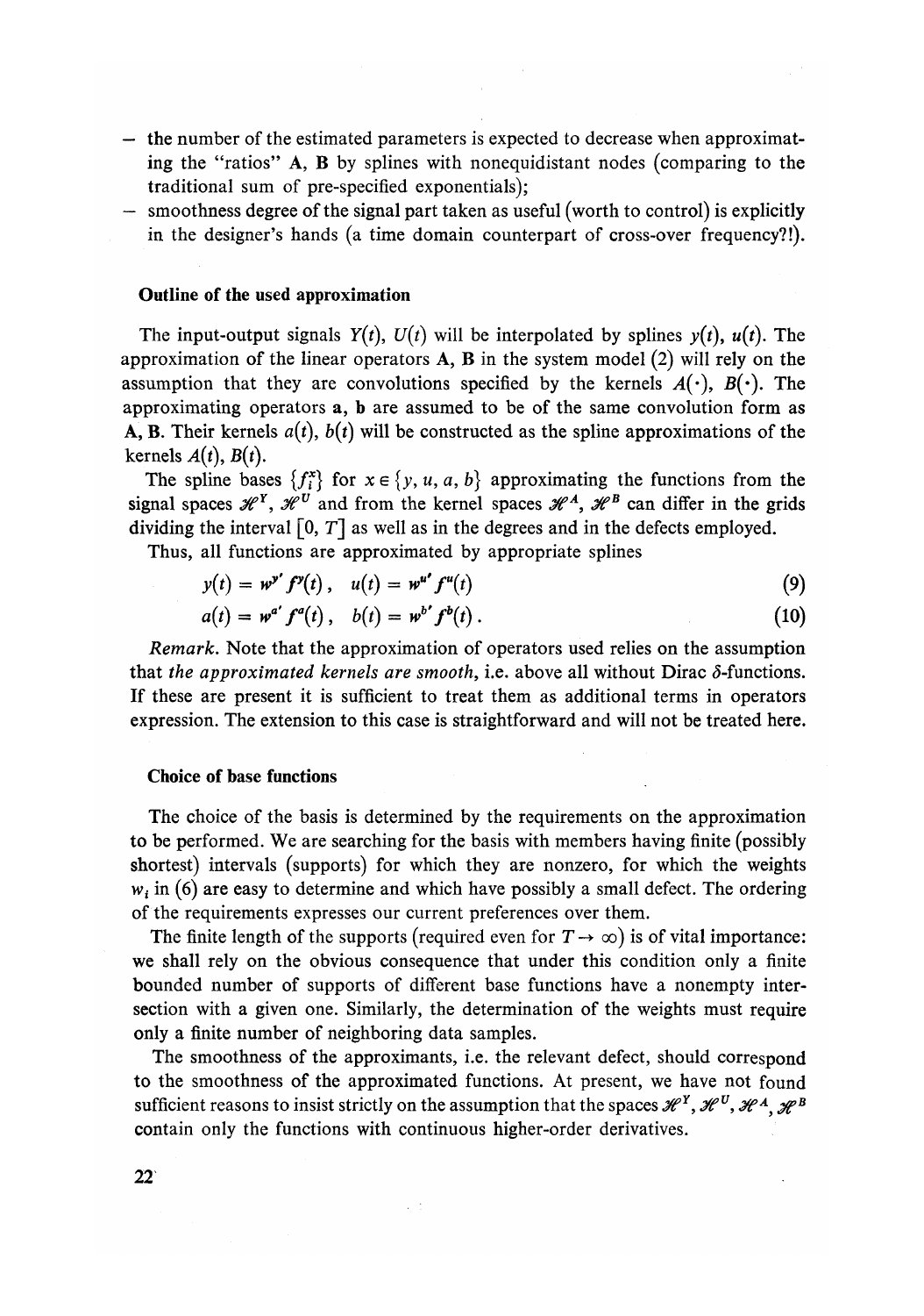- the number of the estimated parameters is expected to decrease when approximating the "ratios" **A**, **B** by splines with nonequidistant nodes (comparing to the traditional sum of pre-specified exponentials);
- smoothness degree of the signal part taken as useful (worth to control) is explicitly in the designer's hands (a time domain counterpart of cross-over frequency?!).

### Outline of the used approximation

The input-output signals $Y(t)$, $U(t)$ will be interpolated by splines $y(t)$, $u(t)$. The approximation of the linear operators **A**, **B** in the system model (2) will rely on the assumption that they are convolutions specified by the kernels $A(\cdot)$, $B(\cdot)$. The approximating operators **a**, **b** are assumed to be of the same convolution form as **A**, **B**. Their kernels $a(t)$, $b(t)$ will be constructed as the spline approximations of the kernels $A(t)$, $B(t)$.

The spline bases $\{f_i^x\}$ for $x \in \{y, u, a, b\}$ approximating the functions from the signal spaces $\mathscr{H}^Y$, $\mathscr{H}^U$ and from the kernel spaces $\mathscr{H}^A$, $\mathscr{H}^B$ can differ in the grids dividing the interval $[0, T]$ as well as in the degrees and in the defects employed.

Thus, all functions are approximated by appropriate splines

$$y(t) = w^{y\prime} f^y(t)\,, \quad u(t) = w^{u\prime} f^u(t) \tag{9}$$

$$a(t) = w^{a\prime} f^a(t)\,, \quad b(t) = w^{b\prime} f^b(t)\,. \tag{10}$$

*Remark.* Note that the approximation of operators used relies on the assumption that *the approximated kernels are smooth*, i.e. above all without Dirac $\delta$-functions. If these are present it is sufficient to treat them as additional terms in operators expression. The extension to this case is straightforward and will not be treated here.

### Choice of base functions

The choice of the basis is determined by the requirements on the approximation to be performed. We are searching for the basis with members having finite (possibly shortest) intervals (supports) for which they are nonzero, for which the weights $w_i$ in (6) are easy to determine and which have possibly a small defect. The ordering of the requirements expresses our current preferences over them.

The finite length of the supports (required even for $T \to \infty$) is of vital importance: we shall rely on the obvious consequence that under this condition only a finite bounded number of supports of different base functions have a nonempty intersection with a given one. Similarly, the determination of the weights must require only a finite number of neighboring data samples.

The smoothness of the approximants, i.e. the relevant defect, should correspond to the smoothness of the approximated functions. At present, we have not found sufficient reasons to insist strictly on the assumption that the spaces $\mathscr{H}^Y$, $\mathscr{H}^U$, $\mathscr{H}^A$, $\mathscr{H}^B$ contain only the functions with continuous higher-order derivatives.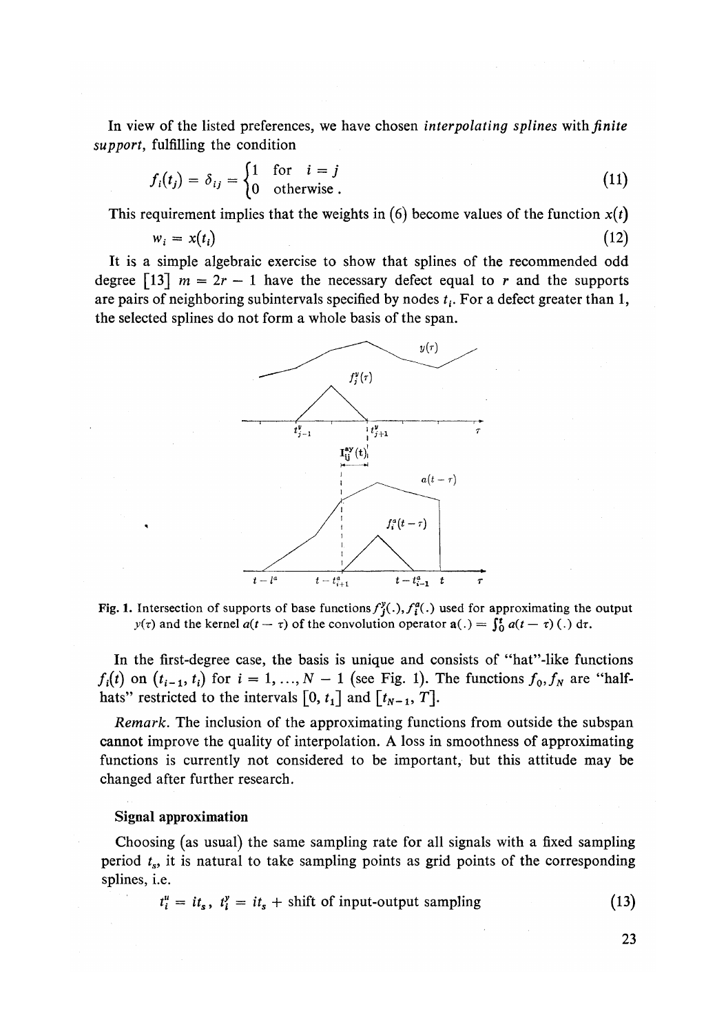In view of the listed preferences, we have chosen *interpolating splines* with *finite support*, fulfilling the condition

$$f_i(t_j) = \delta_{ij} = \begin{cases} 1 & \text{for } i = j \\ 0 & \text{otherwise}. \end{cases} \tag{11}$$

This requirement implies that the weights in (6) become values of the function $x(t)$

$$w_i = x(t_i) \tag{12}$$

It is a simple algebraic exercise to show that splines of the recommended odd degree [13] $m = 2r - 1$ have the necessary defect equal to $r$ and the supports are pairs of neighboring subintervals specified by nodes $t_i$. For a defect greater than 1, the selected splines do not form a whole basis of the span.

Fig. 1. Intersection of supports of base functions $f_j^y(.), f_i^a(.)$ used for approximating the output $y(\tau)$ and the kernel $a(t - \tau)$ of the convolution operator $\mathbf{a}(.) = \int_0^t a(t - \tau)(.) \, d\tau$.

In the first-degree case, the basis is unique and consists of "hat"-like functions $f_i(t)$ on $(t_{i-1}, t_i)$ for $i = 1, \ldots, N - 1$ (see Fig. 1). The functions $f_0, f_N$ are "half-hats" restricted to the intervals $[0, t_1]$ and $[t_{N-1}, T]$.

*Remark.* The inclusion of the approximating functions from outside the subspan cannot improve the quality of interpolation. A loss in smoothness of approximating functions is currently not considered to be important, but this attitude may be changed after further research.

### Signal approximation

Choosing (as usual) the same sampling rate for all signals with a fixed sampling period $t_s$, it is natural to take sampling points as grid points of the corresponding splines, i.e.

$$t_i^u = it_s, \; t_i^y = it_s + \text{shift of input-output sampling} \tag{13}$$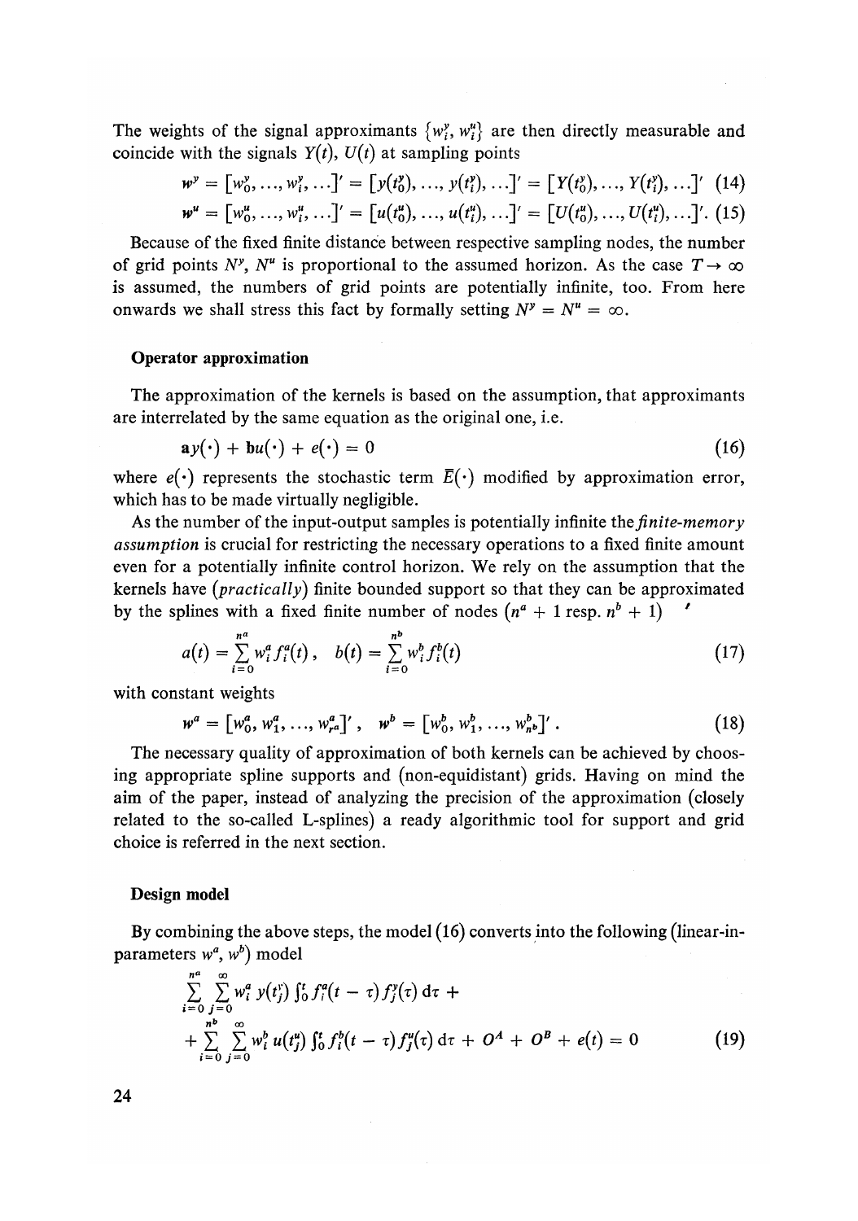The weights of the signal approximants $\{w_i^y, w_i^u\}$ are then directly measurable and coincide with the signals $Y(t)$, $U(t)$ at sampling points

$$w^y = [w_0^y, \ldots, w_i^y, \ldots]' = [y(t_0^y), \ldots, y(t_i^y), \ldots]' = [Y(t_0^y), \ldots, Y(t_i^y), \ldots]' \quad (14)$$

$$w^u = [w_0^u, \ldots, w_i^u, \ldots]' = [u(t_0^u), \ldots, u(t_i^u), \ldots]' = [U(t_0^u), \ldots, U(t_i^u), \ldots]'. \quad (15)$$

Because of the fixed finite distance between respective sampling nodes, the number of grid points $N^y$, $N^u$ is proportional to the assumed horizon. As the case $T \to \infty$ is assumed, the numbers of grid points are potentially infinite, too. From here onwards we shall stress this fact by formally setting $N^y = N^u = \infty$.

### Operator approximation

The approximation of the kernels is based on the assumption, that approximants are interrelated by the same equation as the original one, i.e.

$$\mathbf{a}y(\cdot) + \mathbf{b}u(\cdot) + e(\cdot) = 0 \quad (16)$$

where $e(\cdot)$ represents the stochastic term $\bar{E}(\cdot)$ modified by approximation error, which has to be made virtually negligible.

As the number of the input-output samples is potentially infinite the *finite-memory assumption* is crucial for restricting the necessary operations to a fixed finite amount even for a potentially infinite control horizon. We rely on the assumption that the kernels have (*practically*) finite bounded support so that they can be approximated by the splines with a fixed finite number of nodes ($n^a + 1$ resp. $n^b + 1$)

$$a(t) = \sum_{i=0}^{n^a} w_i^a f_i^a(t), \quad b(t) = \sum_{i=0}^{n^b} w_i^b f_i^b(t) \quad (17)$$

with constant weights

$$w^a = [w_0^a, w_1^a, \ldots, w_{n^a}^a]', \quad w^b = [w_0^b, w_1^b, \ldots, w_{n^b}^b]'. \quad (18)$$

The necessary quality of approximation of both kernels can be achieved by choosing appropriate spline supports and (non-equidistant) grids. Having on mind the aim of the paper, instead of analyzing the precision of the approximation (closely related to the so-called L-splines) a ready algorithmic tool for support and grid choice is referred in the next section.

### Design model

By combining the above steps, the model (16) converts into the following (linear-in-parameters $w^a$, $w^b$) model

$$\sum_{i=0}^{n^a} \sum_{j=0}^{\infty} w_i^a \, y(t_j^y) \int_0^t f_i^a(t-\tau) f_j^y(\tau) \, d\tau +$$

$$+ \sum_{i=0}^{n^b} \sum_{j=0}^{\infty} w_i^b \, u(t_j^u) \int_0^t f_i^b(t-\tau) f_j^u(\tau) \, d\tau + O^A + O^B + e(t) = 0 \quad (19)$$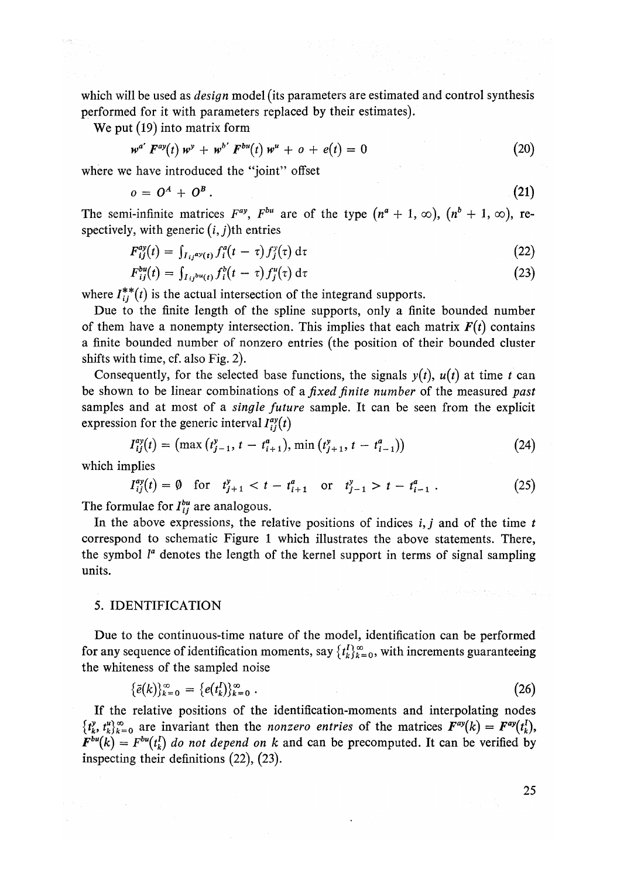which will be used as *design* model (its parameters are estimated and control synthesis performed for it with parameters replaced by their estimates).

We put (19) into matrix form

$$w^{a'} F^{ay}(t)\, w^y + w^{b'} F^{bu}(t)\, w^u + o + e(t) = 0 \tag{20}$$

where we have introduced the "joint" offset

$$o = O^A + O^B\,. \tag{21}$$

The semi-infinite matrices $F^{ay}$, $F^{bu}$ are of the type $(n^a + 1, \infty)$, $(n^b + 1, \infty)$, respectively, with generic $(i, j)$th entries

$$F^{ay}_{ij}(t) = \int_{I_{ij}{}^{ay}(t)} f^a_i(t - \tau)\, f^y_j(\tau)\, \mathrm{d}\tau \tag{22}$$

$$F^{bu}_{ij}(t) = \int_{I_{ij}{}^{bu}(t)} f^b_i(t - \tau)\, f^u_j(\tau)\, \mathrm{d}\tau \tag{23}$$

where $I^{**}_{ij}(t)$ is the actual intersection of the integrand supports.

Due to the finite length of the spline supports, only a finite bounded number of them have a nonempty intersection. This implies that each matrix $F(t)$ contains a finite bounded number of nonzero entries (the position of their bounded cluster shifts with time, cf. also Fig. 2).

Consequently, for the selected base functions, the signals $y(t)$, $u(t)$ at time $t$ can be shown to be linear combinations of a *fixed finite number* of the measured *past* samples and at most of a *single future* sample. It can be seen from the explicit expression for the generic interval $I^{ay}_{ij}(t)$

$$I^{ay}_{ij}(t) = \left(\max\left(t^y_{j-1}, t - t^a_{i+1}\right), \min\left(t^y_{j+1}, t - t^a_{i-1}\right)\right) \tag{24}$$

which implies

$$I^{ay}_{ij}(t) = \emptyset \quad \text{for} \quad t^y_{j+1} < t - t^a_{i+1} \quad \text{or} \quad t^y_{j-1} > t - t^a_{i-1}\,. \tag{25}$$

The formulae for $I^{bu}_{ij}$ are analogous.

In the above expressions, the relative positions of indices $i, j$ and of the time $t$ correspond to schematic Figure 1 which illustrates the above statements. There, the symbol $l^a$ denotes the length of the kernel support in terms of signal sampling units.

## 5. IDENTIFICATION

Due to the continuous-time nature of the model, identification can be performed for any sequence of identification moments, say $\{t^I_k\}^{\infty}_{k=0}$, with increments guaranteeing the whiteness of the sampled noise

$$\{\bar{e}(k)\}^{\infty}_{k=0} = \{e(t^I_k)\}^{\infty}_{k=0}\,. \tag{26}$$

If the relative positions of the identification-moments and interpolating nodes $\{t^y_k, t^u_k\}^{\infty}_{k=0}$ are invariant then the *nonzero entries* of the matrices $F^{ay}(k) = F^{ay}(t^I_k)$, $F^{bu}(k) = F^{bu}(t^I_k)$ *do not depend on* $k$ and can be precomputed. It can be verified by inspecting their definitions (22), (23).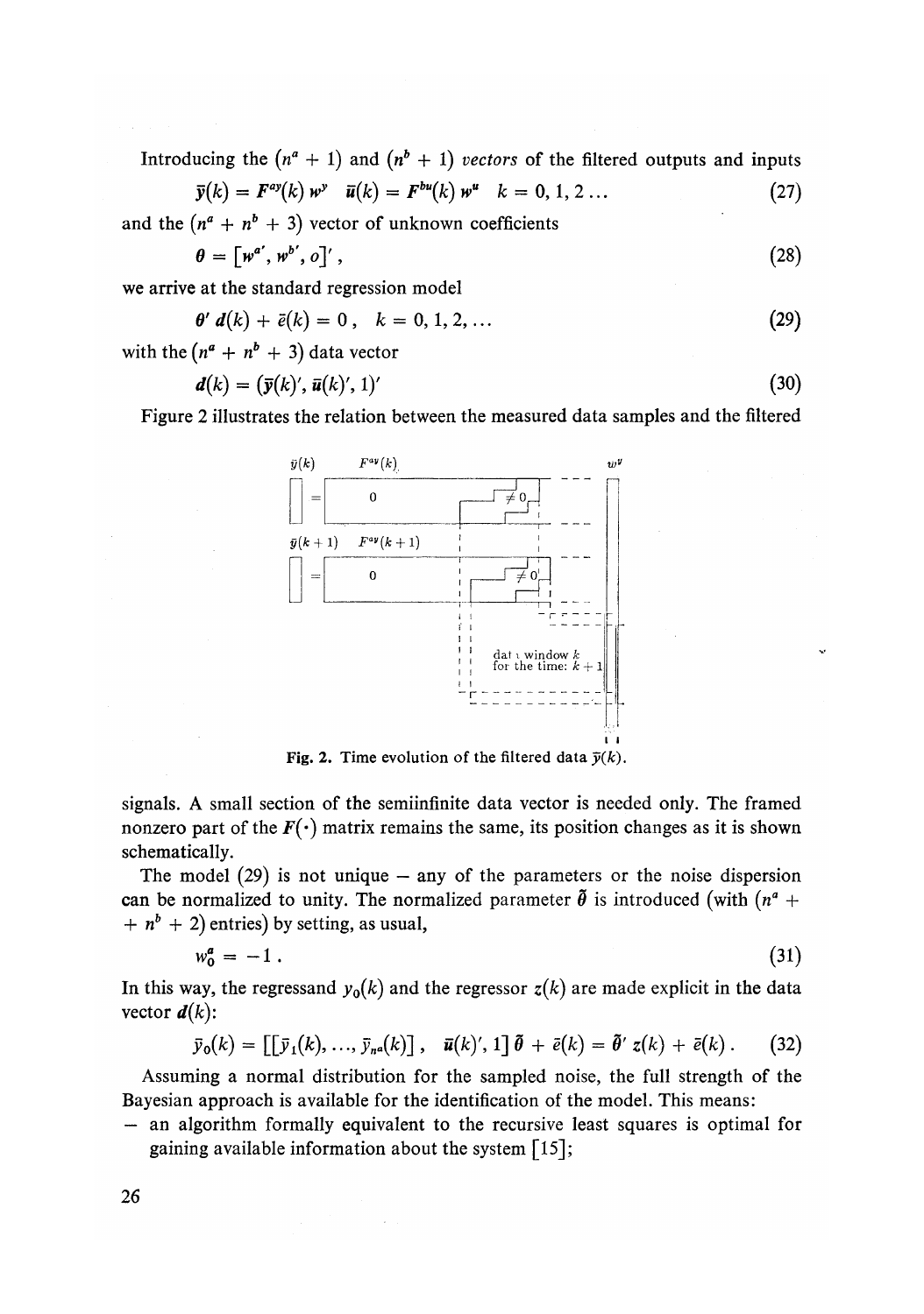Introducing the $(n^a + 1)$ and $(n^b + 1)$ *vectors* of the filtered outputs and inputs

$$\bar{y}(k) = F^{ay}(k)\, w^y \quad \bar{u}(k) = F^{bu}(k)\, w^u \quad k = 0, 1, 2 \ldots \tag{27}$$

and the $(n^a + n^b + 3)$ vector of unknown coefficients

$$\theta = [w^{a\prime}, w^{b\prime}, o]' , \tag{28}$$

we arrive at the standard regression model

$$\theta' d(k) + \bar{e}(k) = 0 , \quad k = 0, 1, 2, \ldots \tag{29}$$

with the $(n^a + n^b + 3)$ data vector

$$d(k) = (\bar{y}(k)', \bar{u}(k)', 1)' \tag{30}$$

Figure 2 illustrates the relation between the measured data samples and the filtered signals. A small section of the semiinfinite data vector is needed only. The framed nonzero part of the $F(\cdot)$ matrix remains the same, its position changes as it is shown schematically.

Fig. 2. Time evolution of the filtered data $\bar{y}(k)$.

The model (29) is not unique – any of the parameters or the noise dispersion can be normalized to unity. The normalized parameter $\tilde{\theta}$ is introduced (with $(n^a + n^b + 2)$ entries) by setting, as usual,

$$w_0^a = -1 . \tag{31}$$

In this way, the regressand $y_0(k)$ and the regressor $z(k)$ are made explicit in the data vector $d(k)$:

$$\bar{y}_0(k) = [[\bar{y}_1(k), \ldots, \bar{y}_{n^a}(k)] , \quad \bar{u}(k)', 1]\, \tilde{\theta} + \bar{e}(k) = \tilde{\theta}' z(k) + \bar{e}(k) . \tag{32}$$

Assuming a normal distribution for the sampled noise, the full strength of the Bayesian approach is available for the identification of the model. This means:

- an algorithm formally equivalent to the recursive least squares is optimal for gaining available information about the system [15];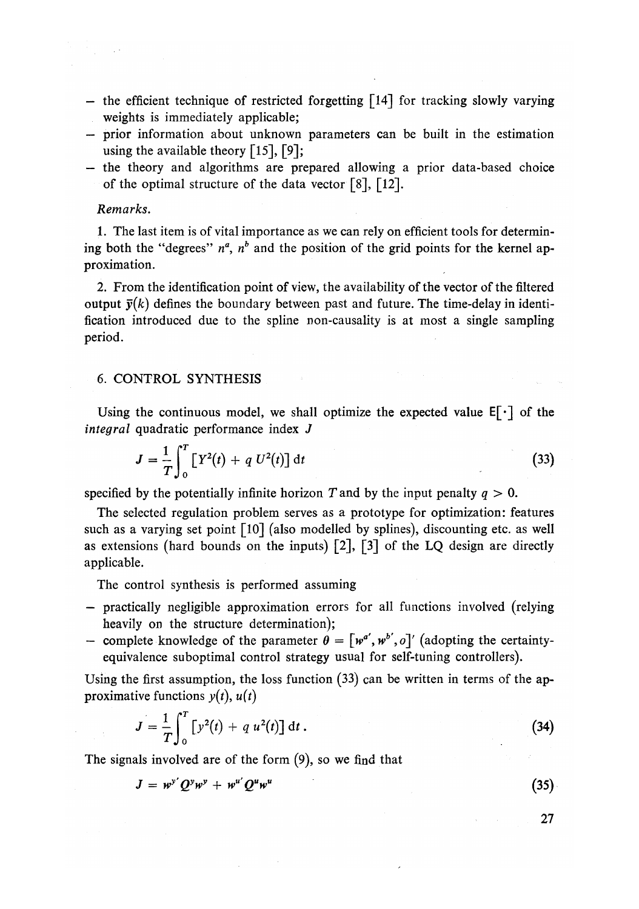- the efficient technique of restricted forgetting [14] for tracking slowly varying weights is immediately applicable;
- prior information about unknown parameters can be built in the estimation using the available theory [15], [9];
- the theory and algorithms are prepared allowing a prior data-based choice of the optimal structure of the data vector [8], [12].

*Remarks.*

1. The last item is of vital importance as we can rely on efficient tools for determining both the "degrees" $n^a$, $n^b$ and the position of the grid points for the kernel approximation.

2. From the identification point of view, the availability of the vector of the filtered output $\bar{y}(k)$ defines the boundary between past and future. The time-delay in identification introduced due to the spline non-causality is at most a single sampling period.

## 6. CONTROL SYNTHESIS

Using the continuous model, we shall optimize the expected value $\mathsf{E}[\cdot]$ of the *integral* quadratic performance index $J$

$$J = \frac{1}{T} \int_0^T [Y^2(t) + q\, U^2(t)]\, \mathrm{d}t \tag{33}$$

specified by the potentially infinite horizon $T$ and by the input penalty $q > 0$.

The selected regulation problem serves as a prototype for optimization: features such as a varying set point [10] (also modelled by splines), discounting etc. as well as extensions (hard bounds on the inputs) [2], [3] of the LQ design are directly applicable.

The control synthesis is performed assuming

- practically negligible approximation errors for all functions involved (relying heavily on the structure determination);
- complete knowledge of the parameter $\theta = [w^{a'}, w^{b'}, o]'$ (adopting the certainty-equivalence suboptimal control strategy usual for self-tuning controllers).

Using the first assumption, the loss function (33) can be written in terms of the approximative functions $y(t)$, $u(t)$

$$J = \frac{1}{T} \int_0^T [y^2(t) + q\, u^2(t)]\, \mathrm{d}t\,. \tag{34}$$

The signals involved are of the form (9), so we find that

$$J = w^{y'} Q^y w^y + w^{u'} Q^u w^u \tag{35}$$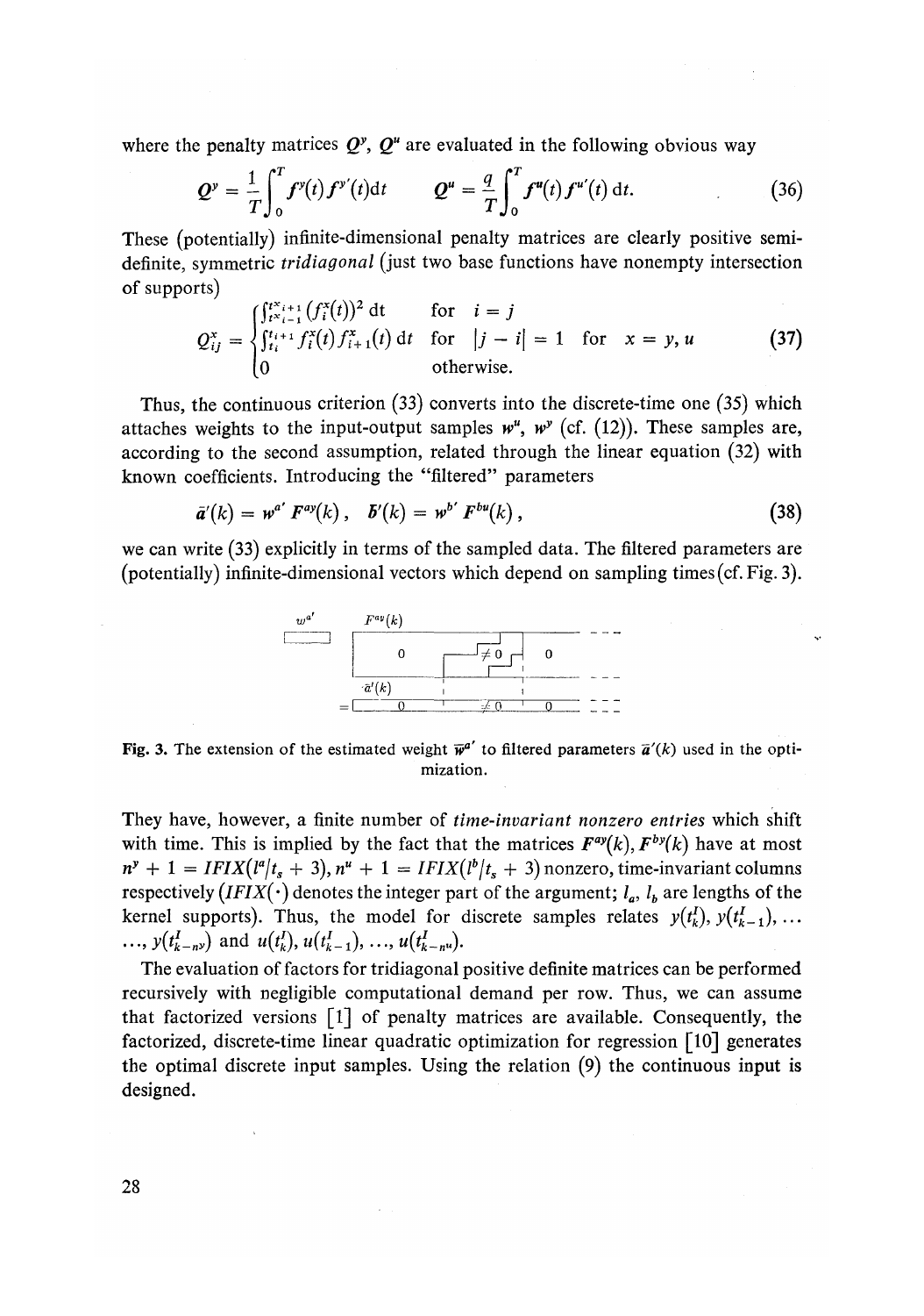where the penalty matrices $Q^y$, $Q^u$ are evaluated in the following obvious way

$$Q^y = \frac{1}{T}\int_0^T f^y(t) f^{y'}(t)\mathrm{d}t \qquad Q^u = \frac{q}{T}\int_0^T f^u(t) f^{u'}(t)\,\mathrm{d}t. \tag{36}$$

These (potentially) infinite-dimensional penalty matrices are clearly positive semi-definite, symmetric *tridiagonal* (just two base functions have nonempty intersection of supports)

$$Q_{ij}^x = \begin{cases} \int_{t^x_{i-1}}^{t^x_{i+1}} (f_i^x(t))^2\,\mathrm{d}t & \text{for} \quad i = j \\ \int_{t_i}^{t_{i+1}} f_i^x(t) f_{i+1}^x(t)\,\mathrm{d}t & \text{for} \quad |j - i| = 1 \quad \text{for} \quad x = y, u \\ 0 & \text{otherwise.} \end{cases} \tag{37}$$

Thus, the continuous criterion (33) converts into the discrete-time one (35) which attaches weights to the input-output samples $w^u$, $w^y$ (cf. (12)). These samples are, according to the second assumption, related through the linear equation (32) with known coefficients. Introducing the "filtered" parameters

$$\bar{a}'(k) = w^{a'} F^{ay}(k)\,, \quad \bar{b}'(k) = w^{b'} F^{bu}(k)\,, \tag{38}$$

we can write (33) explicitly in terms of the sampled data. The filtered parameters are (potentially) infinite-dimensional vectors which depend on sampling times (cf. Fig. 3).

Fig. 3. The extension of the estimated weight $\bar{w}^{a'}$ to filtered parameters $\bar{a}'(k)$ used in the optimization.

They have, however, a finite number of *time-invariant nonzero entries* which shift with time. This is implied by the fact that the matrices $F^{ay}(k)$, $F^{by}(k)$ have at most $n^y + 1 = IFIX(l^a/t_s + 3)$, $n^u + 1 = IFIX(l^b/t_s + 3)$ nonzero, time-invariant columns respectively ($IFIX(\cdot)$ denotes the integer part of the argument; $l_a$, $l_b$ are lengths of the kernel supports). Thus, the model for discrete samples relates $y(t_k^I), y(t_{k-1}^I), \ldots$ $\ldots, y(t_{k-n^y}^I)$ and $u(t_k^I), u(t_{k-1}^I), \ldots, u(t_{k-n^u}^I)$.

The evaluation of factors for tridiagonal positive definite matrices can be performed recursively with negligible computational demand per row. Thus, we can assume that factorized versions [1] of penalty matrices are available. Consequently, the factorized, discrete-time linear quadratic optimization for regression [10] generates the optimal discrete input samples. Using the relation (9) the continuous input is designed.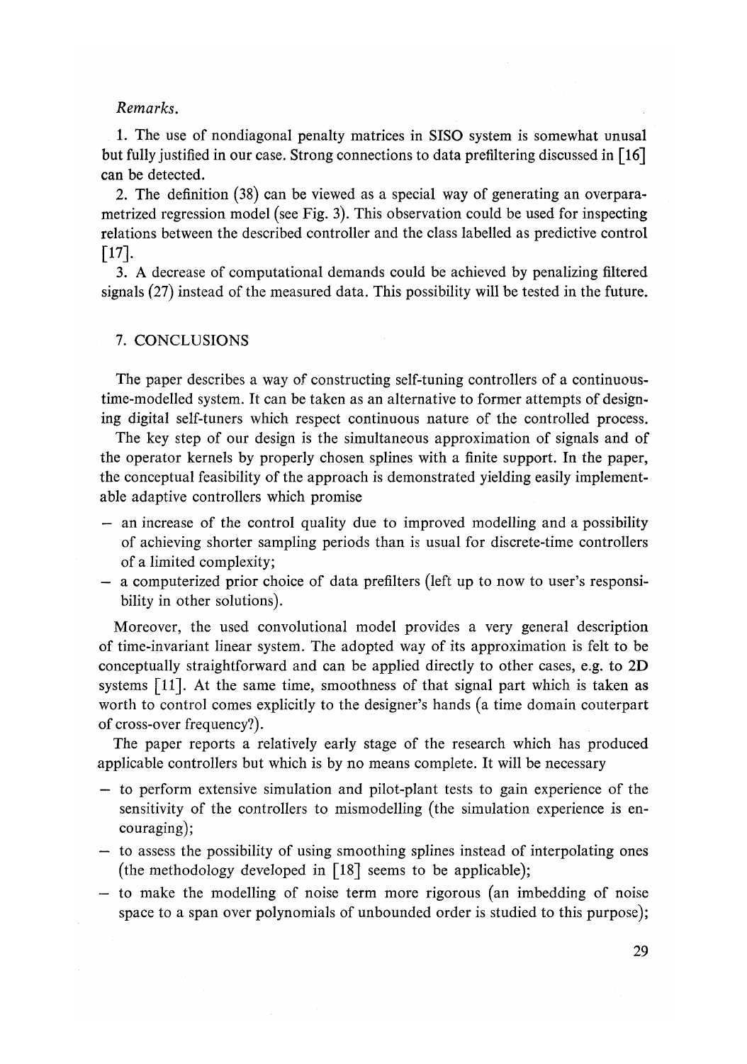*Remarks.*

1. The use of nondiagonal penalty matrices in SISO system is somewhat unusal but fully justified in our case. Strong connections to data prefiltering discussed in [16] can be detected.

2. The definition (38) can be viewed as a special way of generating an overparametrized regression model (see Fig. 3). This observation could be used for inspecting relations between the described controller and the class labelled as predictive control [17].

3. A decrease of computational demands could be achieved by penalizing filtered signals (27) instead of the measured data. This possibility will be tested in the future.

## 7. CONCLUSIONS

The paper describes a way of constructing self-tuning controllers of a continuous-time-modelled system. It can be taken as an alternative to former attempts of designing digital self-tuners which respect continuous nature of the controlled process.

The key step of our design is the simultaneous approximation of signals and of the operator kernels by properly chosen splines with a finite support. In the paper, the conceptual feasibility of the approach is demonstrated yielding easily implementable adaptive controllers which promise

- an increase of the control quality due to improved modelling and a possibility of achieving shorter sampling periods than is usual for discrete-time controllers of a limited complexity;
- a computerized prior choice of data prefilters (left up to now to user's responsibility in other solutions).

Moreover, the used convolutional model provides a very general description of time-invariant linear system. The adopted way of its approximation is felt to be conceptually straightforward and can be applied directly to other cases, e.g. to 2D systems [11]. At the same time, smoothness of that signal part which is taken as worth to control comes explicitly to the designer's hands (a time domain couterpart of cross-over frequency?).

The paper reports a relatively early stage of the research which has produced applicable controllers but which is by no means complete. It will be necessary

- to perform extensive simulation and pilot-plant tests to gain experience of the sensitivity of the controllers to mismodelling (the simulation experience is encouraging);
- to assess the possibility of using smoothing splines instead of interpolating ones (the methodology developed in [18] seems to be applicable);
- to make the modelling of noise term more rigorous (an imbedding of noise space to a span over polynomials of unbounded order is studied to this purpose);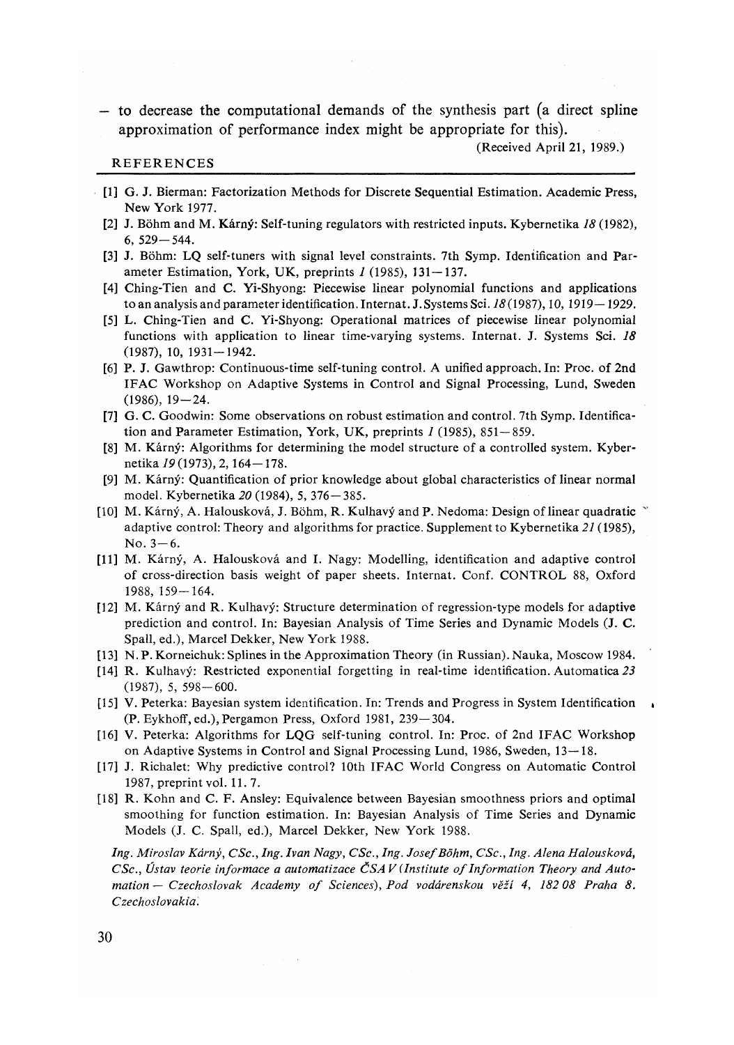- to decrease the computational demands of the synthesis part (a direct spline approximation of performance index might be appropriate for this).

(Received April 21, 1989.)

## REFERENCES

[1] G. J. Bierman: Factorization Methods for Discrete Sequential Estimation. Academic Press, New York 1977.

[2] J. Böhm and M. Kárný: Self-tuning regulators with restricted inputs. Kybernetika *18* (1982), 6, 529–544.

[3] J. Böhm: LQ self-tuners with signal level constraints. 7th Symp. Identification and Parameter Estimation, York, UK, preprints *1* (1985), 131–137.

[4] Ching-Tien and C. Yi-Shyong: Piecewise linear polynomial functions and applications to an analysis and parameter identification. Internat. J. Systems Sci. *18* (1987), 10, 1919–1929.

[5] L. Ching-Tien and C. Yi-Shyong: Operational matrices of piecewise linear polynomial functions with application to linear time-varying systems. Internat. J. Systems Sci. *18* (1987), 10, 1931–1942.

[6] P. J. Gawthrop: Continuous-time self-tuning control. A unified approach. In: Proc. of 2nd IFAC Workshop on Adaptive Systems in Control and Signal Processing, Lund, Sweden (1986), 19–24.

[7] G. C. Goodwin: Some observations on robust estimation and control. 7th Symp. Identification and Parameter Estimation, York, UK, preprints *1* (1985), 851–859.

[8] M. Kárný: Algorithms for determining the model structure of a controlled system. Kybernetika *19* (1973), 2, 164–178.

[9] M. Kárný: Quantification of prior knowledge about global characteristics of linear normal model. Kybernetika *20* (1984), 5, 376–385.

[10] M. Kárný, A. Halousková, J. Böhm, R. Kulhavý and P. Nedoma: Design of linear quadratic adaptive control: Theory and algorithms for practice. Supplement to Kybernetika *21* (1985), No. 3–6.

[11] M. Kárný, A. Halousková and I. Nagy: Modelling, identification and adaptive control of cross-direction basis weight of paper sheets. Internat. Conf. CONTROL 88, Oxford 1988, 159–164.

[12] M. Kárný and R. Kulhavý: Structure determination of regression-type models for adaptive prediction and control. In: Bayesian Analysis of Time Series and Dynamic Models (J. C. Spall, ed.), Marcel Dekker, New York 1988.

[13] N. P. Korneichuk: Splines in the Approximation Theory (in Russian). Nauka, Moscow 1984.

[14] R. Kulhavý: Restricted exponential forgetting in real-time identification. Automatica *23* (1987), 5, 598–600.

[15] V. Peterka: Bayesian system identification. In: Trends and Progress in System Identification (P. Eykhoff, ed.), Pergamon Press, Oxford 1981, 239–304.

[16] V. Peterka: Algorithms for LQG self-tuning control. In: Proc. of 2nd IFAC Workshop on Adaptive Systems in Control and Signal Processing Lund, 1986, Sweden, 13–18.

[17] J. Richalet: Why predictive control? 10th IFAC World Congress on Automatic Control 1987, preprint vol. 11. 7.

[18] R. Kohn and C. F. Ansley: Equivalence between Bayesian smoothness priors and optimal smoothing for function estimation. In: Bayesian Analysis of Time Series and Dynamic Models (J. C. Spall, ed.), Marcel Dekker, New York 1988.

*Ing. Miroslav Kárný, CSc., Ing. Ivan Nagy, CSc., Ing. Josef Böhm, CSc., Ing. Alena Halousková, CSc., Ústav teorie informace a automatizace ČSAV (Institute of Information Theory and Automation — Czechoslovak Academy of Sciences), Pod vodárenskou věží 4, 182 08 Praha 8. Czechoslovakia.*